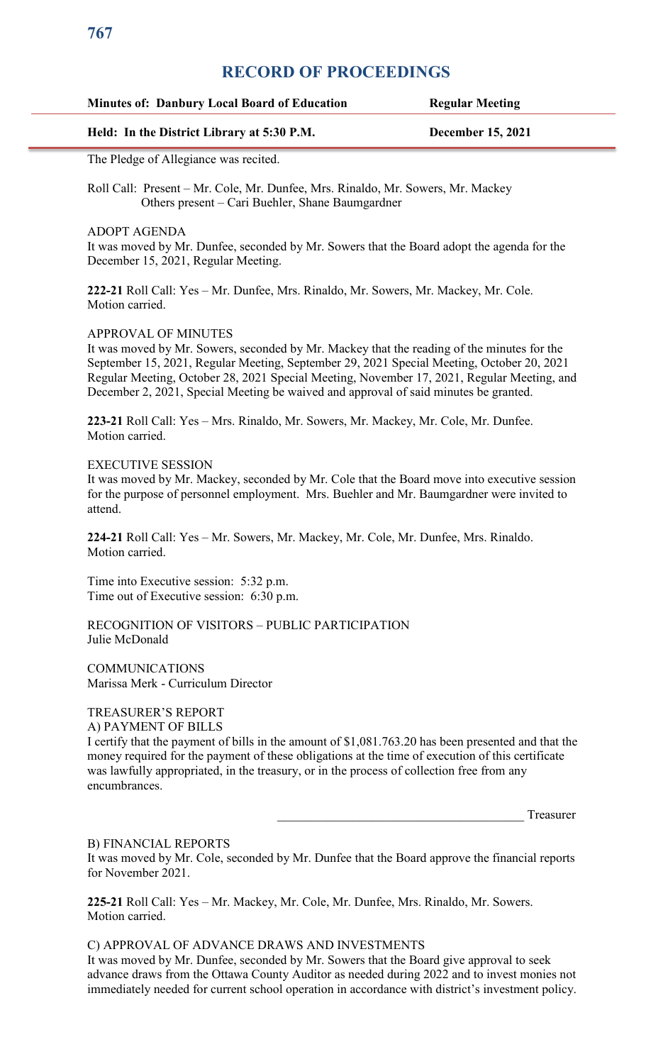# RECORD OF PROCEEDINGS

| **Minutes of: Danbury Local Board of Education** | **Regular Meeting** |
|---|---|
| **Held: In the District Library at 5:30 P.M.** | **December 15, 2021** |

The Pledge of Allegiance was recited.

Roll Call: Present – Mr. Cole, Mr. Dunfee, Mrs. Rinaldo, Mr. Sowers, Mr. Mackey
Others present – Cari Buehler, Shane Baumgardner

ADOPT AGENDA
It was moved by Mr. Dunfee, seconded by Mr. Sowers that the Board adopt the agenda for the December 15, 2021, Regular Meeting.

**222-21** Roll Call: Yes – Mr. Dunfee, Mrs. Rinaldo, Mr. Sowers, Mr. Mackey, Mr. Cole. Motion carried.

APPROVAL OF MINUTES
It was moved by Mr. Sowers, seconded by Mr. Mackey that the reading of the minutes for the September 15, 2021, Regular Meeting, September 29, 2021 Special Meeting, October 20, 2021 Regular Meeting, October 28, 2021 Special Meeting, November 17, 2021, Regular Meeting, and December 2, 2021, Special Meeting be waived and approval of said minutes be granted.

**223-21** Roll Call: Yes – Mrs. Rinaldo, Mr. Sowers, Mr. Mackey, Mr. Cole, Mr. Dunfee. Motion carried.

EXECUTIVE SESSION
It was moved by Mr. Mackey, seconded by Mr. Cole that the Board move into executive session for the purpose of personnel employment. Mrs. Buehler and Mr. Baumgardner were invited to attend.

**224-21** Roll Call: Yes – Mr. Sowers, Mr. Mackey, Mr. Cole, Mr. Dunfee, Mrs. Rinaldo. Motion carried.

Time into Executive session: 5:32 p.m.
Time out of Executive session: 6:30 p.m.

RECOGNITION OF VISITORS – PUBLIC PARTICIPATION
Julie McDonald

COMMUNICATIONS
Marissa Merk - Curriculum Director

TREASURER'S REPORT
A) PAYMENT OF BILLS
I certify that the payment of bills in the amount of $1,081.763.20 has been presented and that the money required for the payment of these obligations at the time of execution of this certificate was lawfully appropriated, in the treasury, or in the process of collection free from any encumbrances.

_____________________________________ Treasurer

B) FINANCIAL REPORTS
It was moved by Mr. Cole, seconded by Mr. Dunfee that the Board approve the financial reports for November 2021.

**225-21** Roll Call: Yes – Mr. Mackey, Mr. Cole, Mr. Dunfee, Mrs. Rinaldo, Mr. Sowers. Motion carried.

C) APPROVAL OF ADVANCE DRAWS AND INVESTMENTS
It was moved by Mr. Dunfee, seconded by Mr. Sowers that the Board give approval to seek advance draws from the Ottawa County Auditor as needed during 2022 and to invest monies not immediately needed for current school operation in accordance with district's investment policy.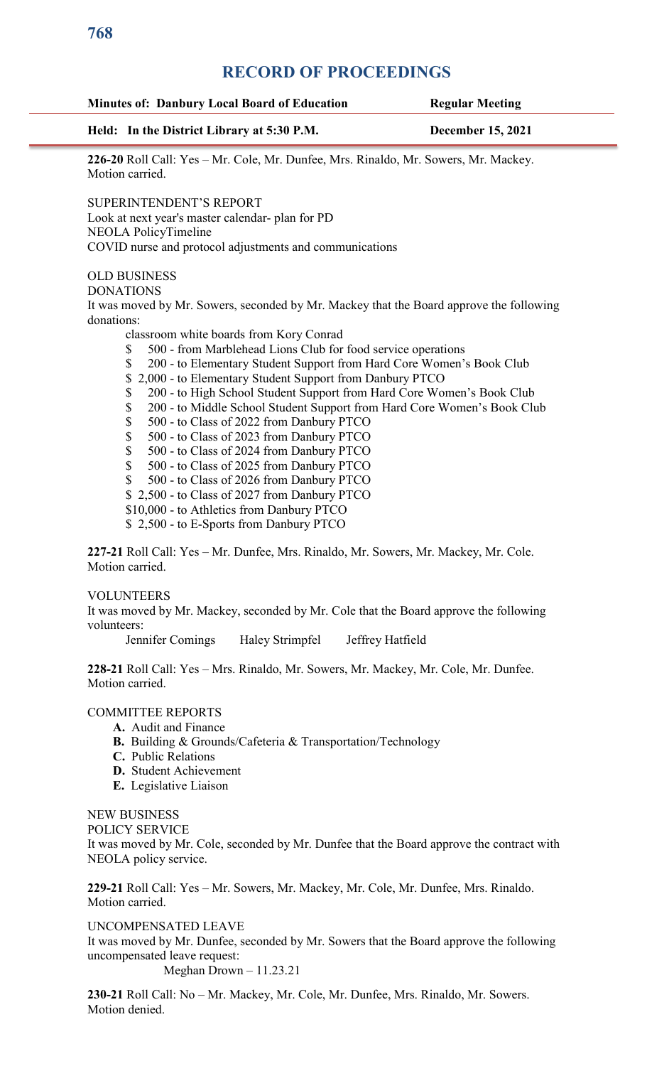# RECORD OF PROCEEDINGS

**Minutes of: Danbury Local Board of Education** **Regular Meeting**

**Held: In the District Library at 5:30 P.M.** **December 15, 2021**

**226-20** Roll Call: Yes – Mr. Cole, Mr. Dunfee, Mrs. Rinaldo, Mr. Sowers, Mr. Mackey. Motion carried.

SUPERINTENDENT'S REPORT
Look at next year's master calendar- plan for PD
NEOLA PolicyTimeline
COVID nurse and protocol adjustments and communications

OLD BUSINESS
DONATIONS
It was moved by Mr. Sowers, seconded by Mr. Mackey that the Board approve the following donations:

classroom white boards from Kory Conrad
$ 500 - from Marblehead Lions Club for food service operations
$ 200 - to Elementary Student Support from Hard Core Women's Book Club
$ 2,000 - to Elementary Student Support from Danbury PTCO
$ 200 - to High School Student Support from Hard Core Women's Book Club
$ 200 - to Middle School Student Support from Hard Core Women's Book Club
$ 500 - to Class of 2022 from Danbury PTCO
$ 500 - to Class of 2023 from Danbury PTCO
$ 500 - to Class of 2024 from Danbury PTCO
$ 500 - to Class of 2025 from Danbury PTCO
$ 500 - to Class of 2026 from Danbury PTCO
$ 2,500 - to Class of 2027 from Danbury PTCO
$10,000 - to Athletics from Danbury PTCO
$ 2,500 - to E-Sports from Danbury PTCO

**227-21** Roll Call: Yes – Mr. Dunfee, Mrs. Rinaldo, Mr. Sowers, Mr. Mackey, Mr. Cole. Motion carried.

VOLUNTEERS
It was moved by Mr. Mackey, seconded by Mr. Cole that the Board approve the following volunteers:

Jennifer Comings Haley Strimpfel Jeffrey Hatfield

**228-21** Roll Call: Yes – Mrs. Rinaldo, Mr. Sowers, Mr. Mackey, Mr. Cole, Mr. Dunfee. Motion carried.

COMMITTEE REPORTS

- **A.** Audit and Finance
- **B.** Building & Grounds/Cafeteria & Transportation/Technology
- **C.** Public Relations
- **D.** Student Achievement
- **E.** Legislative Liaison

NEW BUSINESS
POLICY SERVICE
It was moved by Mr. Cole, seconded by Mr. Dunfee that the Board approve the contract with NEOLA policy service.

**229-21** Roll Call: Yes – Mr. Sowers, Mr. Mackey, Mr. Cole, Mr. Dunfee, Mrs. Rinaldo. Motion carried.

UNCOMPENSATED LEAVE
It was moved by Mr. Dunfee, seconded by Mr. Sowers that the Board approve the following uncompensated leave request:

Meghan Drown – 11.23.21

**230-21** Roll Call: No – Mr. Mackey, Mr. Cole, Mr. Dunfee, Mrs. Rinaldo, Mr. Sowers. Motion denied.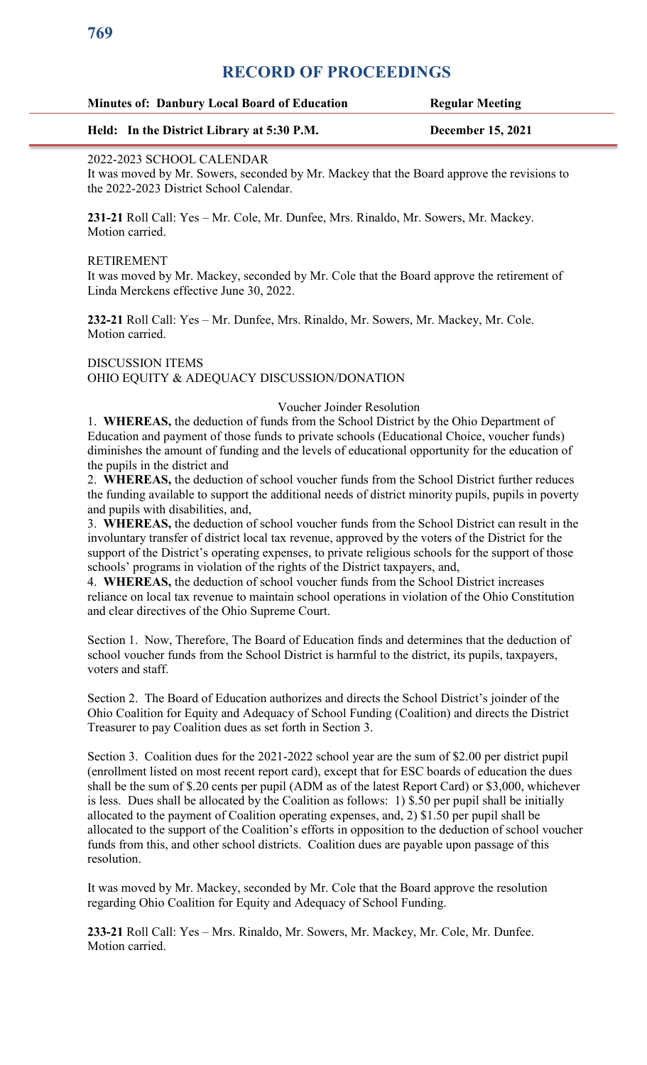# RECORD OF PROCEEDINGS

| **Minutes of: Danbury Local Board of Education** | **Regular Meeting** |
|---|---|
| **Held: In the District Library at 5:30 P.M.** | **December 15, 2021** |

2022-2023 SCHOOL CALENDAR
It was moved by Mr. Sowers, seconded by Mr. Mackey that the Board approve the revisions to the 2022-2023 District School Calendar.

**231-21** Roll Call: Yes – Mr. Cole, Mr. Dunfee, Mrs. Rinaldo, Mr. Sowers, Mr. Mackey.
Motion carried.

RETIREMENT
It was moved by Mr. Mackey, seconded by Mr. Cole that the Board approve the retirement of Linda Merckens effective June 30, 2022.

**232-21** Roll Call: Yes – Mr. Dunfee, Mrs. Rinaldo, Mr. Sowers, Mr. Mackey, Mr. Cole.
Motion carried.

DISCUSSION ITEMS
OHIO EQUITY & ADEQUACY DISCUSSION/DONATION

Voucher Joinder Resolution

1. **WHEREAS,** the deduction of funds from the School District by the Ohio Department of Education and payment of those funds to private schools (Educational Choice, voucher funds) diminishes the amount of funding and the levels of educational opportunity for the education of the pupils in the district and
2. **WHEREAS,** the deduction of school voucher funds from the School District further reduces the funding available to support the additional needs of district minority pupils, pupils in poverty and pupils with disabilities, and,
3. **WHEREAS,** the deduction of school voucher funds from the School District can result in the involuntary transfer of district local tax revenue, approved by the voters of the District for the support of the District's operating expenses, to private religious schools for the support of those schools' programs in violation of the rights of the District taxpayers, and,
4. **WHEREAS,** the deduction of school voucher funds from the School District increases reliance on local tax revenue to maintain school operations in violation of the Ohio Constitution and clear directives of the Ohio Supreme Court.

Section 1. Now, Therefore, The Board of Education finds and determines that the deduction of school voucher funds from the School District is harmful to the district, its pupils, taxpayers, voters and staff.

Section 2. The Board of Education authorizes and directs the School District's joinder of the Ohio Coalition for Equity and Adequacy of School Funding (Coalition) and directs the District Treasurer to pay Coalition dues as set forth in Section 3.

Section 3. Coalition dues for the 2021-2022 school year are the sum of $2.00 per district pupil (enrollment listed on most recent report card), except that for ESC boards of education the dues shall be the sum of $.20 cents per pupil (ADM as of the latest Report Card) or $3,000, whichever is less. Dues shall be allocated by the Coalition as follows: 1) $.50 per pupil shall be initially allocated to the payment of Coalition operating expenses, and, 2) $1.50 per pupil shall be allocated to the support of the Coalition's efforts in opposition to the deduction of school voucher funds from this, and other school districts. Coalition dues are payable upon passage of this resolution.

It was moved by Mr. Mackey, seconded by Mr. Cole that the Board approve the resolution regarding Ohio Coalition for Equity and Adequacy of School Funding.

**233-21** Roll Call: Yes – Mrs. Rinaldo, Mr. Sowers, Mr. Mackey, Mr. Cole, Mr. Dunfee.
Motion carried.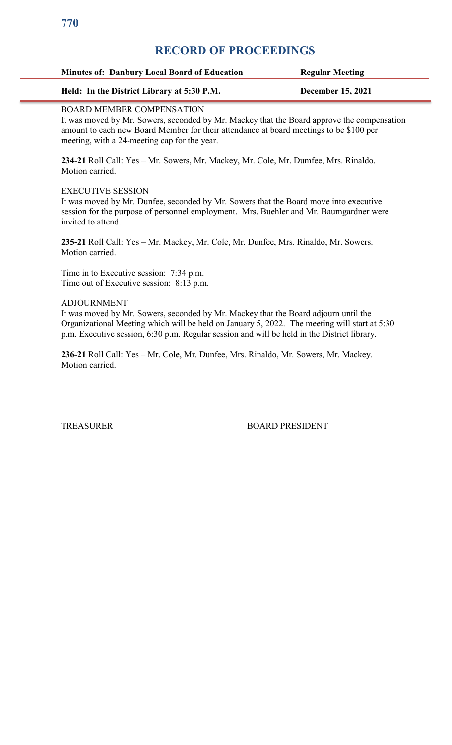# RECORD OF PROCEEDINGS

| **Minutes of: Danbury Local Board of Education** | **Regular Meeting** |
|---|---|
| **Held: In the District Library at 5:30 P.M.** | **December 15, 2021** |

BOARD MEMBER COMPENSATION

It was moved by Mr. Sowers, seconded by Mr. Mackey that the Board approve the compensation amount to each new Board Member for their attendance at board meetings to be $100 per meeting, with a 24-meeting cap for the year.

**234-21** Roll Call: Yes – Mr. Sowers, Mr. Mackey, Mr. Cole, Mr. Dumfee, Mrs. Rinaldo. Motion carried.

EXECUTIVE SESSION

It was moved by Mr. Dunfee, seconded by Mr. Sowers that the Board move into executive session for the purpose of personnel employment. Mrs. Buehler and Mr. Baumgardner were invited to attend.

**235-21** Roll Call: Yes – Mr. Mackey, Mr. Cole, Mr. Dunfee, Mrs. Rinaldo, Mr. Sowers. Motion carried.

Time in to Executive session: 7:34 p.m.
Time out of Executive session: 8:13 p.m.

ADJOURNMENT

It was moved by Mr. Sowers, seconded by Mr. Mackey that the Board adjourn until the Organizational Meeting which will be held on January 5, 2022. The meeting will start at 5:30 p.m. Executive session, 6:30 p.m. Regular session and will be held in the District library.

**236-21** Roll Call: Yes – Mr. Cole, Mr. Dunfee, Mrs. Rinaldo, Mr. Sowers, Mr. Mackey. Motion carried.

\_\_\_\_\_\_\_\_\_\_\_\_\_\_\_\_\_\_\_\_\_\_\_\_\_\_\_\_\_\_\_\_ \_\_\_\_\_\_\_\_\_\_\_\_\_\_\_\_\_\_\_\_\_\_\_\_\_\_\_\_\_\_\_\_

TREASURER BOARD PRESIDENT